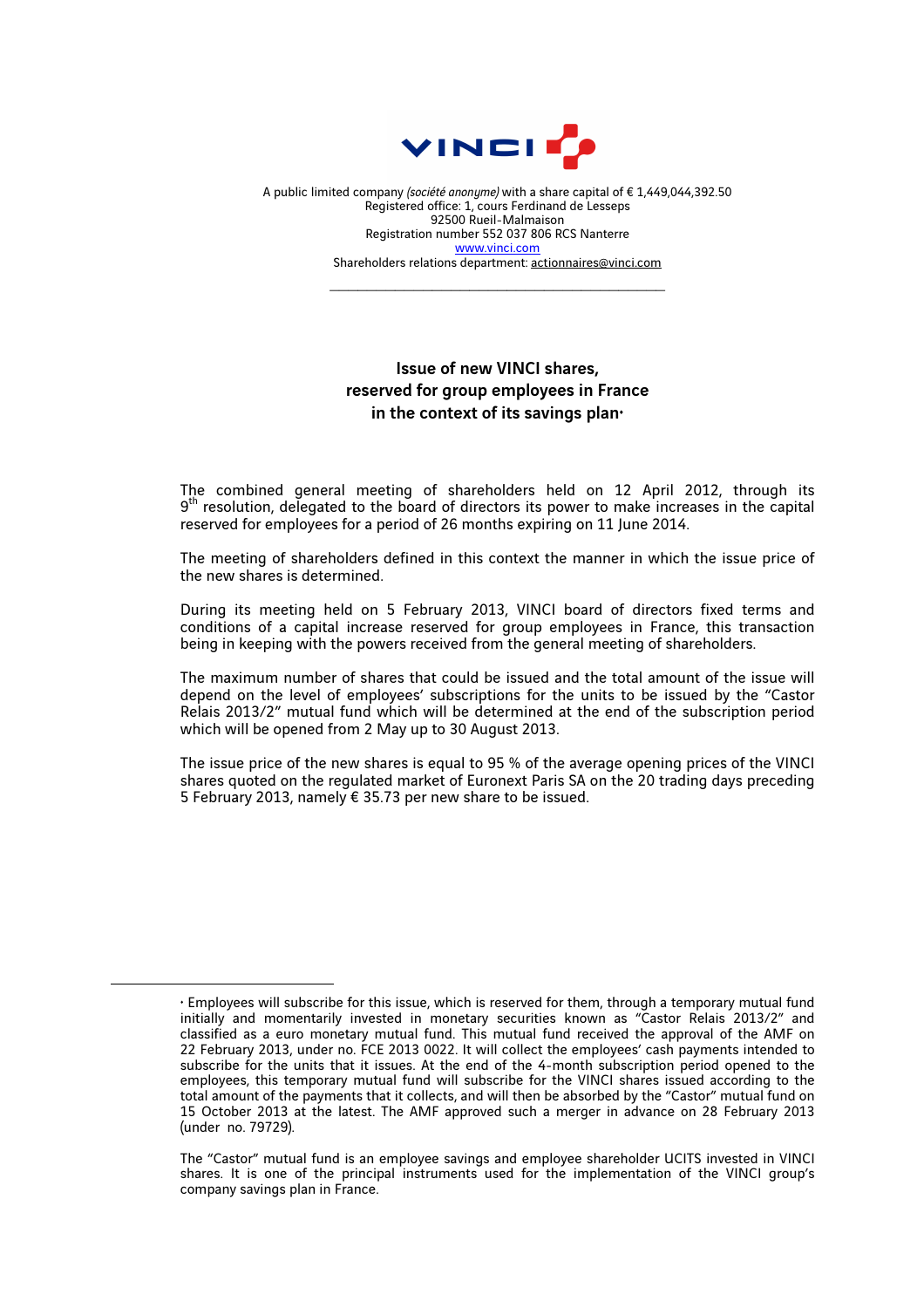A public limited company *(société anonyme)* with a share capital of € 1,449,044,392.50
Registered office: 1, cours Ferdinand de Lesseps
92500 Rueil-Malmaison
Registration number 552 037 806 RCS Nanterre
www.vinci.com
Shareholders relations department: actionnaires@vinci.com

---

**Issue of new VINCI shares,**
**reserved for group employees in France**
**in the context of its savings plan\***

The combined general meeting of shareholders held on 12 April 2012, through its 9th resolution, delegated to the board of directors its power to make increases in the capital reserved for employees for a period of 26 months expiring on 11 June 2014.

The meeting of shareholders defined in this context the manner in which the issue price of the new shares is determined.

During its meeting held on 5 February 2013, VINCI board of directors fixed terms and conditions of a capital increase reserved for group employees in France, this transaction being in keeping with the powers received from the general meeting of shareholders.

The maximum number of shares that could be issued and the total amount of the issue will depend on the level of employees' subscriptions for the units to be issued by the "Castor Relais 2013/2" mutual fund which will be determined at the end of the subscription period which will be opened from 2 May up to 30 August 2013.

The issue price of the new shares is equal to 95 % of the average opening prices of the VINCI shares quoted on the regulated market of Euronext Paris SA on the 20 trading days preceding 5 February 2013, namely € 35.73 per new share to be issued.

---

\* Employees will subscribe for this issue, which is reserved for them, through a temporary mutual fund initially and momentarily invested in monetary securities known as "Castor Relais 2013/2" and classified as a euro monetary mutual fund. This mutual fund received the approval of the AMF on 22 February 2013, under no. FCE 2013 0022. It will collect the employees' cash payments intended to subscribe for the units that it issues. At the end of the 4-month subscription period opened to the employees, this temporary mutual fund will subscribe for the VINCI shares issued according to the total amount of the payments that it collects, and will then be absorbed by the "Castor" mutual fund on 15 October 2013 at the latest. The AMF approved such a merger in advance on 28 February 2013 (under no. 79729).

The "Castor" mutual fund is an employee savings and employee shareholder UCITS invested in VINCI shares. It is one of the principal instruments used for the implementation of the VINCI group's company savings plan in France.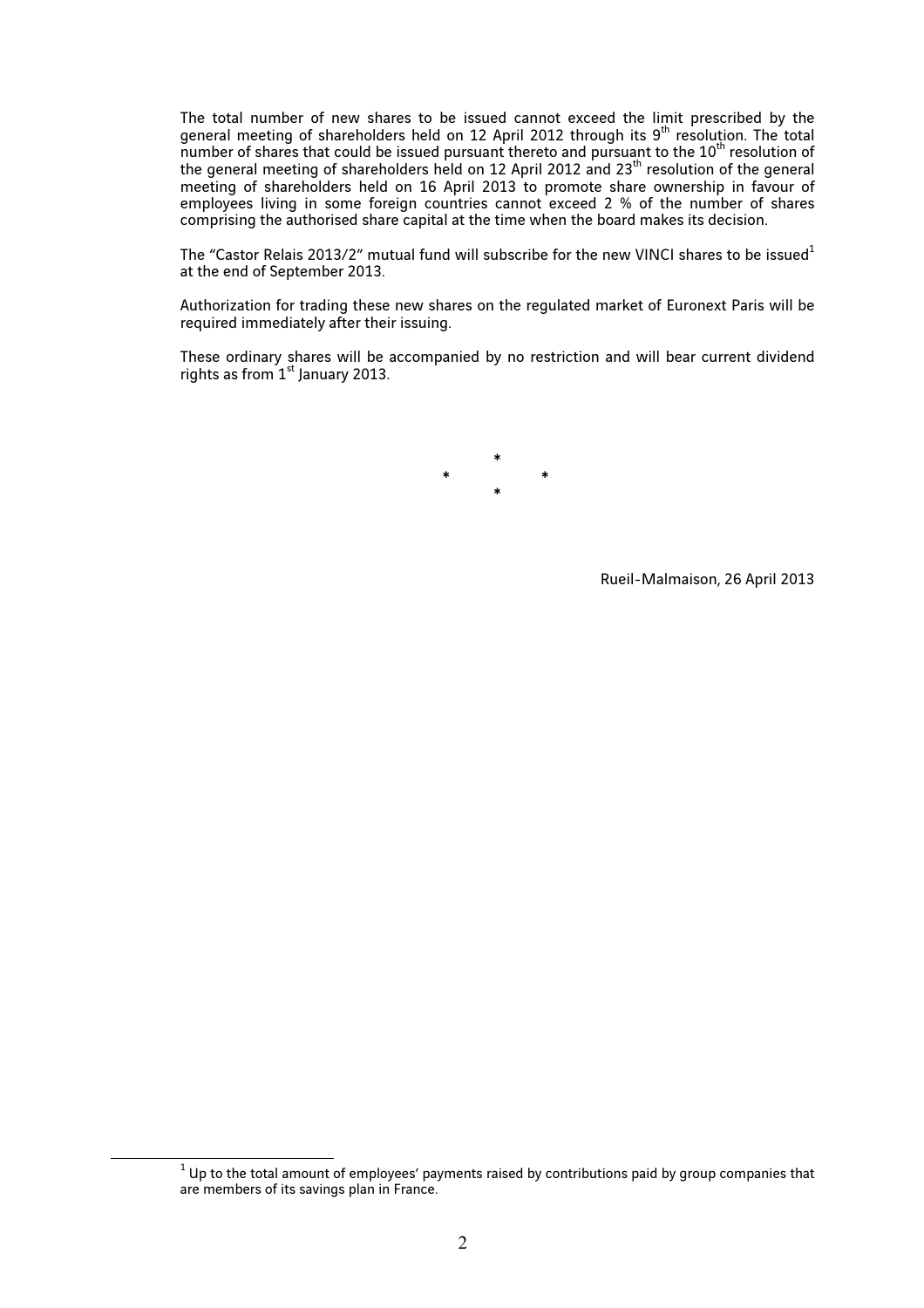The total number of new shares to be issued cannot exceed the limit prescribed by the general meeting of shareholders held on 12 April 2012 through its 9th resolution. The total number of shares that could be issued pursuant thereto and pursuant to the 10th resolution of the general meeting of shareholders held on 12 April 2012 and 23rd resolution of the general meeting of shareholders held on 16 April 2013 to promote share ownership in favour of employees living in some foreign countries cannot exceed 2 % of the number of shares comprising the authorised share capital at the time when the board makes its decision.

The "Castor Relais 2013/2" mutual fund will subscribe for the new VINCI shares to be issued[1] at the end of September 2013.

Authorization for trading these new shares on the regulated market of Euronext Paris will be required immediately after their issuing.

These ordinary shares will be accompanied by no restriction and will bear current dividend rights as from 1st January 2013.

*

\*　　　　*

*

Rueil-Malmaison, 26 April 2013

---

[1] Up to the total amount of employees' payments raised by contributions paid by group companies that are members of its savings plan in France.